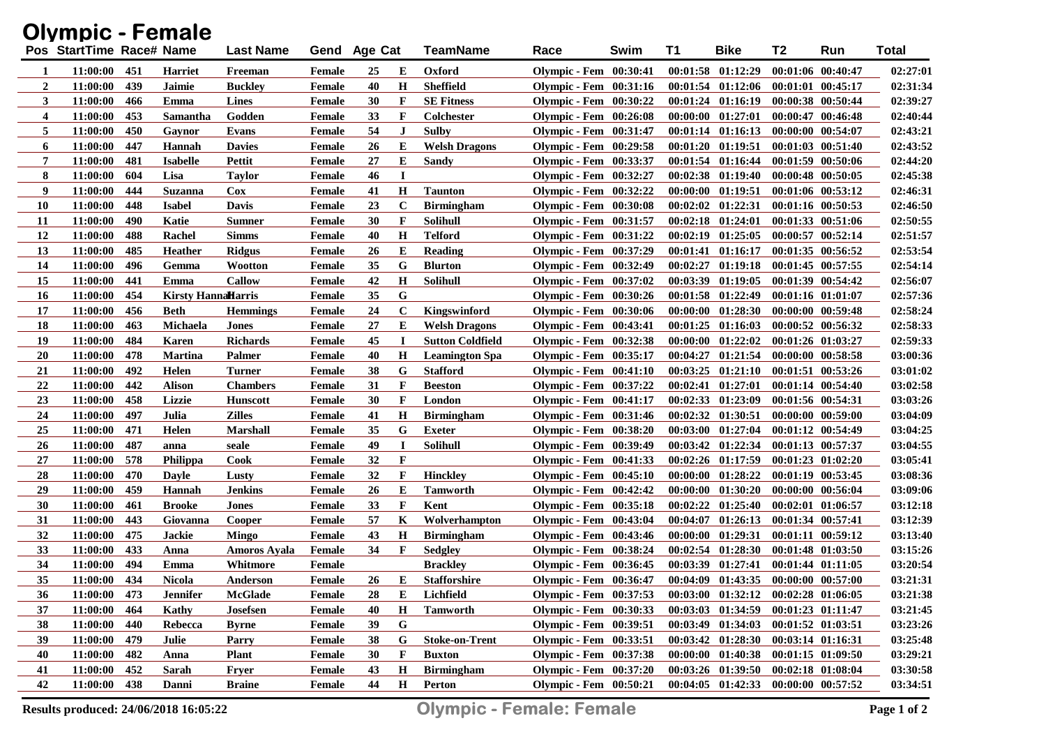# Olympic - Female

| Pos | StartTime | Race# | Name | Last Name | Gend | Age | Cat | TeamName | Race | Swim | T1 | Bike | T2 | Run | Total |
|---|---|---|---|---|---|---|---|---|---|---|---|---|---|---|---|
| 1 | 11:00:00 | 451 | Harriet | Freeman | Female | 25 | E | Oxford | Olympic - Fem | 00:30:41 | 00:01:58 | 01:12:29 | 00:01:06 | 00:40:47 | 02:27:01 |
| 2 | 11:00:00 | 439 | Jaimie | Buckley | Female | 40 | H | Sheffield | Olympic - Fem | 00:31:16 | 00:01:54 | 01:12:06 | 00:01:01 | 00:45:17 | 02:31:34 |
| 3 | 11:00:00 | 466 | Emma | Lines | Female | 30 | F | SE Fitness | Olympic - Fem | 00:30:22 | 00:01:24 | 01:16:19 | 00:00:38 | 00:50:44 | 02:39:27 |
| 4 | 11:00:00 | 453 | Samantha | Godden | Female | 33 | F | Colchester | Olympic - Fem | 00:26:08 | 00:00:00 | 01:27:01 | 00:00:47 | 00:46:48 | 02:40:44 |
| 5 | 11:00:00 | 450 | Gaynor | Evans | Female | 54 | J | Sulby | Olympic - Fem | 00:31:47 | 00:01:14 | 01:16:13 | 00:00:00 | 00:54:07 | 02:43:21 |
| 6 | 11:00:00 | 447 | Hannah | Davies | Female | 26 | E | Welsh Dragons | Olympic - Fem | 00:29:58 | 00:01:20 | 01:19:51 | 00:01:03 | 00:51:40 | 02:43:52 |
| 7 | 11:00:00 | 481 | Isabelle | Pettit | Female | 27 | E | Sandy | Olympic - Fem | 00:33:37 | 00:01:54 | 01:16:44 | 00:01:59 | 00:50:06 | 02:44:20 |
| 8 | 11:00:00 | 604 | Lisa | Taylor | Female | 46 | I |  | Olympic - Fem | 00:32:27 | 00:02:38 | 01:19:40 | 00:00:48 | 00:50:05 | 02:45:38 |
| 9 | 11:00:00 | 444 | Suzanna | Cox | Female | 41 | H | Taunton | Olympic - Fem | 00:32:22 | 00:00:00 | 01:19:51 | 00:01:06 | 00:53:12 | 02:46:31 |
| 10 | 11:00:00 | 448 | Isabel | Davis | Female | 23 | C | Birmingham | Olympic - Fem | 00:30:08 | 00:02:02 | 01:22:31 | 00:01:16 | 00:50:53 | 02:46:50 |
| 11 | 11:00:00 | 490 | Katie | Sumner | Female | 30 | F | Solihull | Olympic - Fem | 00:31:57 | 00:02:18 | 01:24:01 | 00:01:33 | 00:51:06 | 02:50:55 |
| 12 | 11:00:00 | 488 | Rachel | Simms | Female | 40 | H | Telford | Olympic - Fem | 00:31:22 | 00:02:19 | 01:25:05 | 00:00:57 | 00:52:14 | 02:51:57 |
| 13 | 11:00:00 | 485 | Heather | Ridgus | Female | 26 | E | Reading | Olympic - Fem | 00:37:29 | 00:01:41 | 01:16:17 | 00:01:35 | 00:56:52 | 02:53:54 |
| 14 | 11:00:00 | 496 | Gemma | Wootton | Female | 35 | G | Blurton | Olympic - Fem | 00:32:49 | 00:02:27 | 01:19:18 | 00:01:45 | 00:57:55 | 02:54:14 |
| 15 | 11:00:00 | 441 | Emma | Callow | Female | 42 | H | Solihull | Olympic - Fem | 00:37:02 | 00:03:39 | 01:19:05 | 00:01:39 | 00:54:42 | 02:56:07 |
| 16 | 11:00:00 | 454 | Kirsty Hannah | Harris | Female | 35 | G |  | Olympic - Fem | 00:30:26 | 00:01:58 | 01:22:49 | 00:01:16 | 01:01:07 | 02:57:36 |
| 17 | 11:00:00 | 456 | Beth | Hemmings | Female | 24 | C | Kingswinford | Olympic - Fem | 00:30:06 | 00:00:00 | 01:28:30 | 00:00:00 | 00:59:48 | 02:58:24 |
| 18 | 11:00:00 | 463 | Michaela | Jones | Female | 27 | E | Welsh Dragons | Olympic - Fem | 00:43:41 | 00:01:25 | 01:16:03 | 00:00:52 | 00:56:32 | 02:58:33 |
| 19 | 11:00:00 | 484 | Karen | Richards | Female | 45 | I | Sutton Coldfield | Olympic - Fem | 00:32:38 | 00:00:00 | 01:22:02 | 00:01:26 | 01:03:27 | 02:59:33 |
| 20 | 11:00:00 | 478 | Martina | Palmer | Female | 40 | H | Leamington Spa | Olympic - Fem | 00:35:17 | 00:04:27 | 01:21:54 | 00:00:00 | 00:58:58 | 03:00:36 |
| 21 | 11:00:00 | 492 | Helen | Turner | Female | 38 | G | Stafford | Olympic - Fem | 00:41:10 | 00:03:25 | 01:21:10 | 00:01:51 | 00:53:26 | 03:01:02 |
| 22 | 11:00:00 | 442 | Alison | Chambers | Female | 31 | F | Beeston | Olympic - Fem | 00:37:22 | 00:02:41 | 01:27:01 | 00:01:14 | 00:54:40 | 03:02:58 |
| 23 | 11:00:00 | 458 | Lizzie | Hunscott | Female | 30 | F | London | Olympic - Fem | 00:41:17 | 00:02:33 | 01:23:09 | 00:01:56 | 00:54:31 | 03:03:26 |
| 24 | 11:00:00 | 497 | Julia | Zilles | Female | 41 | H | Birmingham | Olympic - Fem | 00:31:46 | 00:02:32 | 01:30:51 | 00:00:00 | 00:59:00 | 03:04:09 |
| 25 | 11:00:00 | 471 | Helen | Marshall | Female | 35 | G | Exeter | Olympic - Fem | 00:38:20 | 00:03:00 | 01:27:04 | 00:01:12 | 00:54:49 | 03:04:25 |
| 26 | 11:00:00 | 487 | anna | seale | Female | 49 | I | Solihull | Olympic - Fem | 00:39:49 | 00:03:42 | 01:22:34 | 00:01:13 | 00:57:37 | 03:04:55 |
| 27 | 11:00:00 | 578 | Philippa | Cook | Female | 32 | F |  | Olympic - Fem | 00:41:33 | 00:02:26 | 01:17:59 | 00:01:23 | 01:02:20 | 03:05:41 |
| 28 | 11:00:00 | 470 | Dayle | Lusty | Female | 32 | F | Hinckley | Olympic - Fem | 00:45:10 | 00:00:00 | 01:28:22 | 00:01:19 | 00:53:45 | 03:08:36 |
| 29 | 11:00:00 | 459 | Hannah | Jenkins | Female | 26 | E | Tamworth | Olympic - Fem | 00:42:42 | 00:00:00 | 01:30:20 | 00:00:00 | 00:56:04 | 03:09:06 |
| 30 | 11:00:00 | 461 | Brooke | Jones | Female | 33 | F | Kent | Olympic - Fem | 00:35:18 | 00:02:22 | 01:25:40 | 00:02:01 | 01:06:57 | 03:12:18 |
| 31 | 11:00:00 | 443 | Giovanna | Cooper | Female | 57 | K | Wolverhampton | Olympic - Fem | 00:43:04 | 00:04:07 | 01:26:13 | 00:01:34 | 00:57:41 | 03:12:39 |
| 32 | 11:00:00 | 475 | Jackie | Mingo | Female | 43 | H | Birmingham | Olympic - Fem | 00:43:46 | 00:00:00 | 01:29:31 | 00:01:11 | 00:59:12 | 03:13:40 |
| 33 | 11:00:00 | 433 | Anna | Amoros Ayala | Female | 34 | F | Sedgley | Olympic - Fem | 00:38:24 | 00:02:54 | 01:28:30 | 00:01:48 | 01:03:50 | 03:15:26 |
| 34 | 11:00:00 | 494 | Emma | Whitmore | Female |  |  | Brackley | Olympic - Fem | 00:36:45 | 00:03:39 | 01:27:41 | 00:01:44 | 01:11:05 | 03:20:54 |
| 35 | 11:00:00 | 434 | Nicola | Anderson | Female | 26 | E | Staffordshire | Olympic - Fem | 00:36:47 | 00:04:09 | 01:43:35 | 00:00:00 | 00:57:00 | 03:21:31 |
| 36 | 11:00:00 | 473 | Jennifer | McGlade | Female | 28 | E | Lichfield | Olympic - Fem | 00:37:53 | 00:03:00 | 01:32:12 | 00:02:28 | 01:06:05 | 03:21:38 |
| 37 | 11:00:00 | 464 | Kathy | Josefsen | Female | 40 | H | Tamworth | Olympic - Fem | 00:30:33 | 00:03:03 | 01:34:59 | 00:01:23 | 01:11:47 | 03:21:45 |
| 38 | 11:00:00 | 440 | Rebecca | Byrne | Female | 39 | G |  | Olympic - Fem | 00:39:51 | 00:03:49 | 01:34:03 | 00:01:52 | 01:03:51 | 03:23:26 |
| 39 | 11:00:00 | 479 | Julie | Parry | Female | 38 | G | Stoke-on-Trent | Olympic - Fem | 00:33:51 | 00:03:42 | 01:28:30 | 00:03:14 | 01:16:31 | 03:25:48 |
| 40 | 11:00:00 | 482 | Anna | Plant | Female | 30 | F | Buxton | Olympic - Fem | 00:37:38 | 00:00:00 | 01:40:38 | 00:01:15 | 01:09:50 | 03:29:21 |
| 41 | 11:00:00 | 452 | Sarah | Fryer | Female | 43 | H | Birmingham | Olympic - Fem | 00:37:20 | 00:03:26 | 01:39:50 | 00:02:18 | 01:08:04 | 03:30:58 |
| 42 | 11:00:00 | 438 | Danni | Braine | Female | 44 | H | Perton | Olympic - Fem | 00:50:21 | 00:04:05 | 01:42:33 | 00:00:00 | 00:57:52 | 03:34:51 |

Results produced: 24/06/2018 16:05:22

Olympic - Female: Female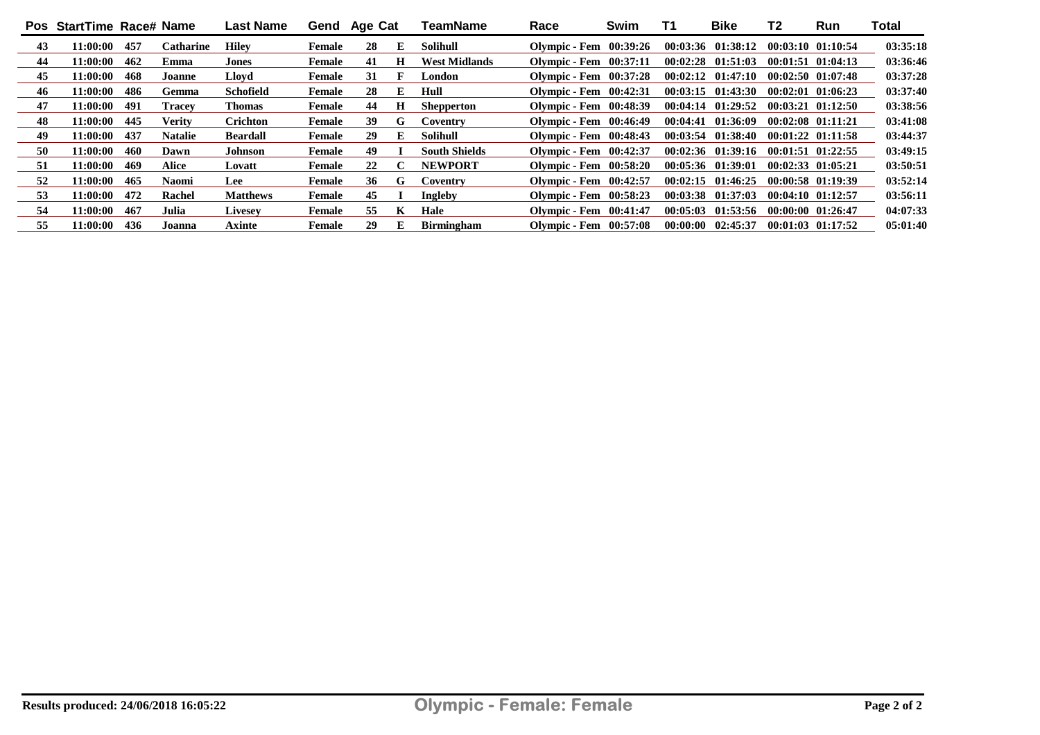| Pos | StartTime | Race# | Name | Last Name | Gend | Age | Cat | TeamName | Race | Swim | T1 | Bike | T2 | Run | Total |
|---|---|---|---|---|---|---|---|---|---|---|---|---|---|---|---|
| 43 | 11:00:00 | 457 | Catharine | Hiley | Female | 28 | E | Solihull | Olympic - Fem | 00:39:26 | 00:03:36 | 01:38:12 | 00:03:10 | 01:10:54 | 03:35:18 |
| 44 | 11:00:00 | 462 | Emma | Jones | Female | 41 | H | West Midlands | Olympic - Fem | 00:37:11 | 00:02:28 | 01:51:03 | 00:01:51 | 01:04:13 | 03:36:46 |
| 45 | 11:00:00 | 468 | Joanne | Lloyd | Female | 31 | F | London | Olympic - Fem | 00:37:28 | 00:02:12 | 01:47:10 | 00:02:50 | 01:07:48 | 03:37:28 |
| 46 | 11:00:00 | 486 | Gemma | Schofield | Female | 28 | E | Hull | Olympic - Fem | 00:42:31 | 00:03:15 | 01:43:30 | 00:02:01 | 01:06:23 | 03:37:40 |
| 47 | 11:00:00 | 491 | Tracey | Thomas | Female | 44 | H | Shepperton | Olympic - Fem | 00:48:39 | 00:04:14 | 01:29:52 | 00:03:21 | 01:12:50 | 03:38:56 |
| 48 | 11:00:00 | 445 | Verity | Crichton | Female | 39 | G | Coventry | Olympic - Fem | 00:46:49 | 00:04:41 | 01:36:09 | 00:02:08 | 01:11:21 | 03:41:08 |
| 49 | 11:00:00 | 437 | Natalie | Beardall | Female | 29 | E | Solihull | Olympic - Fem | 00:48:43 | 00:03:54 | 01:38:40 | 00:01:22 | 01:11:58 | 03:44:37 |
| 50 | 11:00:00 | 460 | Dawn | Johnson | Female | 49 | I | South Shields | Olympic - Fem | 00:42:37 | 00:02:36 | 01:39:16 | 00:01:51 | 01:22:55 | 03:49:15 |
| 51 | 11:00:00 | 469 | Alice | Lovatt | Female | 22 | C | NEWPORT | Olympic - Fem | 00:58:20 | 00:05:36 | 01:39:01 | 00:02:33 | 01:05:21 | 03:50:51 |
| 52 | 11:00:00 | 465 | Naomi | Lee | Female | 36 | G | Coventry | Olympic - Fem | 00:42:57 | 00:02:15 | 01:46:25 | 00:00:58 | 01:19:39 | 03:52:14 |
| 53 | 11:00:00 | 472 | Rachel | Matthews | Female | 45 | I | Ingleby | Olympic - Fem | 00:58:23 | 00:03:38 | 01:37:03 | 00:04:10 | 01:12:57 | 03:56:11 |
| 54 | 11:00:00 | 467 | Julia | Livesey | Female | 55 | K | Hale | Olympic - Fem | 00:41:47 | 00:05:03 | 01:53:56 | 00:00:00 | 01:26:47 | 04:07:33 |
| 55 | 11:00:00 | 436 | Joanna | Axinte | Female | 29 | E | Birmingham | Olympic - Fem | 00:57:08 | 00:00:00 | 02:45:37 | 00:01:03 | 01:17:52 | 05:01:40 |

Results produced: 24/06/2018 16:05:22

**Olympic - Female: Female**